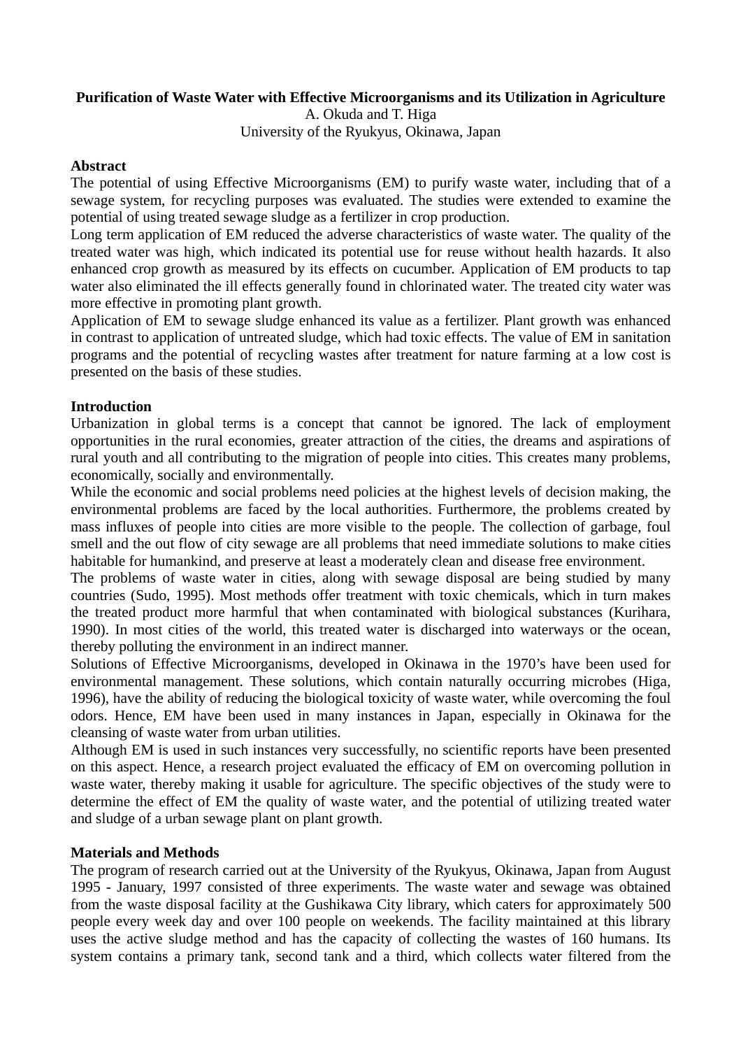# Purification of Waste Water with Effective Microorganisms and its Utilization in Agriculture

A. Okuda and T. Higa

University of the Ryukyus, Okinawa, Japan

## Abstract

The potential of using Effective Microorganisms (EM) to purify waste water, including that of a sewage system, for recycling purposes was evaluated. The studies were extended to examine the potential of using treated sewage sludge as a fertilizer in crop production.

Long term application of EM reduced the adverse characteristics of waste water. The quality of the treated water was high, which indicated its potential use for reuse without health hazards. It also enhanced crop growth as measured by its effects on cucumber. Application of EM products to tap water also eliminated the ill effects generally found in chlorinated water. The treated city water was more effective in promoting plant growth.

Application of EM to sewage sludge enhanced its value as a fertilizer. Plant growth was enhanced in contrast to application of untreated sludge, which had toxic effects. The value of EM in sanitation programs and the potential of recycling wastes after treatment for nature farming at a low cost is presented on the basis of these studies.

## Introduction

Urbanization in global terms is a concept that cannot be ignored. The lack of employment opportunities in the rural economies, greater attraction of the cities, the dreams and aspirations of rural youth and all contributing to the migration of people into cities. This creates many problems, economically, socially and environmentally.

While the economic and social problems need policies at the highest levels of decision making, the environmental problems are faced by the local authorities. Furthermore, the problems created by mass influxes of people into cities are more visible to the people. The collection of garbage, foul smell and the out flow of city sewage are all problems that need immediate solutions to make cities habitable for humankind, and preserve at least a moderately clean and disease free environment.

The problems of waste water in cities, along with sewage disposal are being studied by many countries (Sudo, 1995). Most methods offer treatment with toxic chemicals, which in turn makes the treated product more harmful that when contaminated with biological substances (Kurihara, 1990). In most cities of the world, this treated water is discharged into waterways or the ocean, thereby polluting the environment in an indirect manner.

Solutions of Effective Microorganisms, developed in Okinawa in the 1970's have been used for environmental management. These solutions, which contain naturally occurring microbes (Higa, 1996), have the ability of reducing the biological toxicity of waste water, while overcoming the foul odors. Hence, EM have been used in many instances in Japan, especially in Okinawa for the cleansing of waste water from urban utilities.

Although EM is used in such instances very successfully, no scientific reports have been presented on this aspect. Hence, a research project evaluated the efficacy of EM on overcoming pollution in waste water, thereby making it usable for agriculture. The specific objectives of the study were to determine the effect of EM the quality of waste water, and the potential of utilizing treated water and sludge of a urban sewage plant on plant growth.

## Materials and Methods

The program of research carried out at the University of the Ryukyus, Okinawa, Japan from August 1995 - January, 1997 consisted of three experiments. The waste water and sewage was obtained from the waste disposal facility at the Gushikawa City library, which caters for approximately 500 people every week day and over 100 people on weekends. The facility maintained at this library uses the active sludge method and has the capacity of collecting the wastes of 160 humans. Its system contains a primary tank, second tank and a third, which collects water filtered from the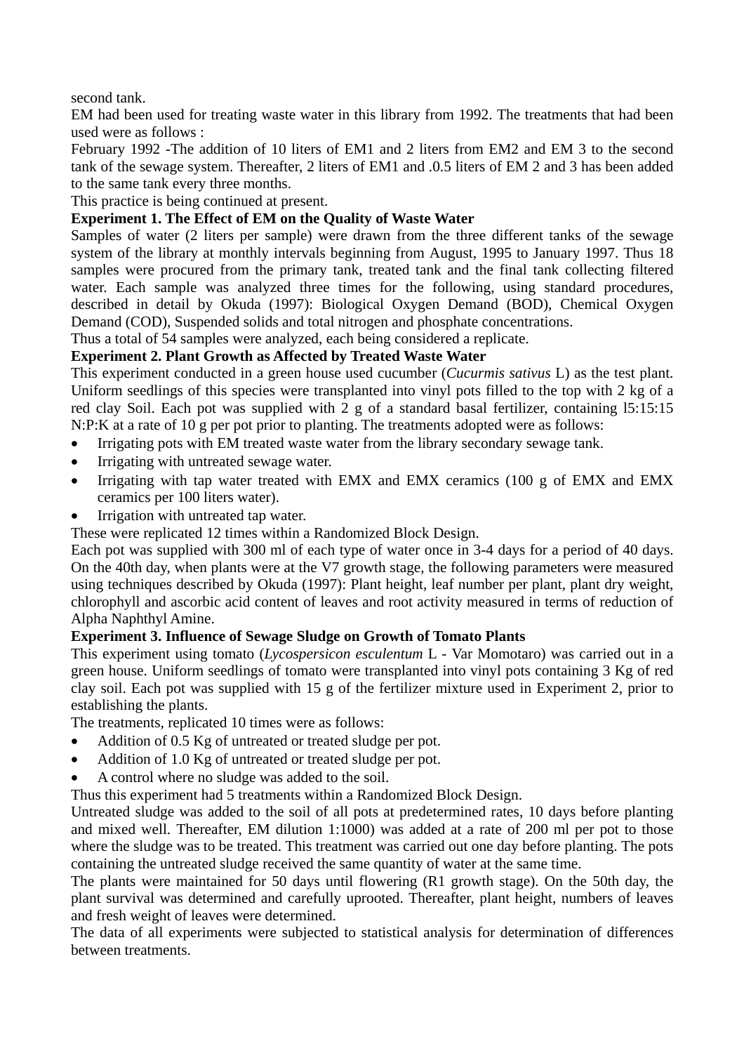second tank.

EM had been used for treating waste water in this library from 1992. The treatments that had been used were as follows :

February 1992 -The addition of 10 liters of EM1 and 2 liters from EM2 and EM 3 to the second tank of the sewage system. Thereafter, 2 liters of EM1 and .0.5 liters of EM 2 and 3 has been added to the same tank every three months.

This practice is being continued at present.

**Experiment 1. The Effect of EM on the Quality of Waste Water**

Samples of water (2 liters per sample) were drawn from the three different tanks of the sewage system of the library at monthly intervals beginning from August, 1995 to January 1997. Thus 18 samples were procured from the primary tank, treated tank and the final tank collecting filtered water. Each sample was analyzed three times for the following, using standard procedures, described in detail by Okuda (1997): Biological Oxygen Demand (BOD), Chemical Oxygen Demand (COD), Suspended solids and total nitrogen and phosphate concentrations.

Thus a total of 54 samples were analyzed, each being considered a replicate.

**Experiment 2. Plant Growth as Affected by Treated Waste Water**

This experiment conducted in a green house used cucumber (*Cucurmis sativus* L) as the test plant. Uniform seedlings of this species were transplanted into vinyl pots filled to the top with 2 kg of a red clay Soil. Each pot was supplied with 2 g of a standard basal fertilizer, containing l5:15:15 N:P:K at a rate of 10 g per pot prior to planting. The treatments adopted were as follows:

- Irrigating pots with EM treated waste water from the library secondary sewage tank.
- Irrigating with untreated sewage water.
- Irrigating with tap water treated with EMX and EMX ceramics (100 g of EMX and EMX ceramics per 100 liters water).
- Irrigation with untreated tap water.

These were replicated 12 times within a Randomized Block Design.

Each pot was supplied with 300 ml of each type of water once in 3-4 days for a period of 40 days. On the 40th day, when plants were at the V7 growth stage, the following parameters were measured using techniques described by Okuda (1997): Plant height, leaf number per plant, plant dry weight, chlorophyll and ascorbic acid content of leaves and root activity measured in terms of reduction of Alpha Naphthyl Amine.

**Experiment 3. Influence of Sewage Sludge on Growth of Tomato Plants**

This experiment using tomato (*Lycospersicon esculentum* L - Var Momotaro) was carried out in a green house. Uniform seedlings of tomato were transplanted into vinyl pots containing 3 Kg of red clay soil. Each pot was supplied with 15 g of the fertilizer mixture used in Experiment 2, prior to establishing the plants.

The treatments, replicated 10 times were as follows:

- Addition of 0.5 Kg of untreated or treated sludge per pot.
- Addition of 1.0 Kg of untreated or treated sludge per pot.
- A control where no sludge was added to the soil.

Thus this experiment had 5 treatments within a Randomized Block Design.

Untreated sludge was added to the soil of all pots at predetermined rates, 10 days before planting and mixed well. Thereafter, EM dilution 1:1000) was added at a rate of 200 ml per pot to those where the sludge was to be treated. This treatment was carried out one day before planting. The pots containing the untreated sludge received the same quantity of water at the same time.

The plants were maintained for 50 days until flowering (R1 growth stage). On the 50th day, the plant survival was determined and carefully uprooted. Thereafter, plant height, numbers of leaves and fresh weight of leaves were determined.

The data of all experiments were subjected to statistical analysis for determination of differences between treatments.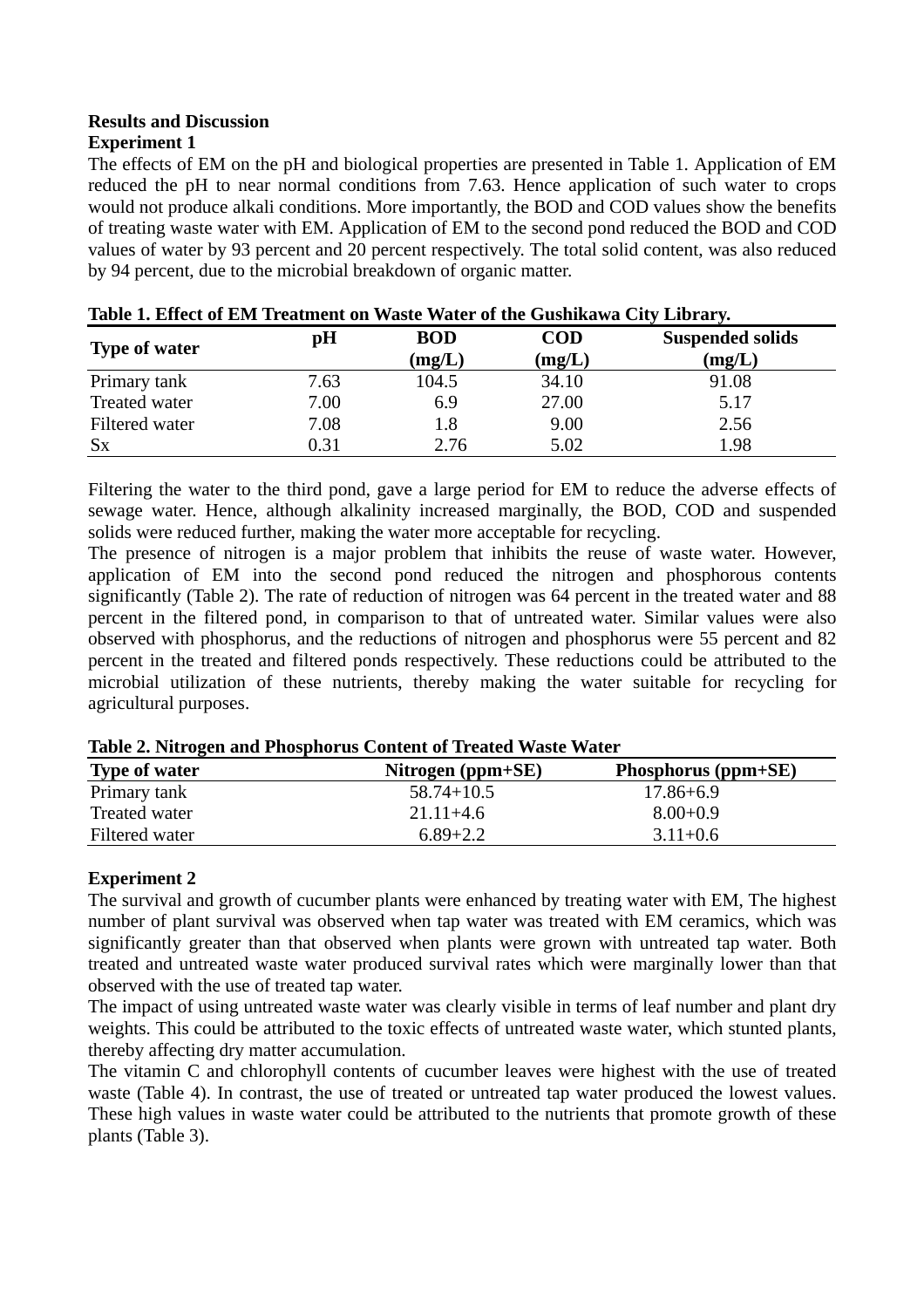## Results and Discussion

### Experiment 1

The effects of EM on the pH and biological properties are presented in Table 1. Application of EM reduced the pH to near normal conditions from 7.63. Hence application of such water to crops would not produce alkali conditions. More importantly, the BOD and COD values show the benefits of treating waste water with EM. Application of EM to the second pond reduced the BOD and COD values of water by 93 percent and 20 percent respectively. The total solid content, was also reduced by 94 percent, due to the microbial breakdown of organic matter.

**Table 1. Effect of EM Treatment on Waste Water of the Gushikawa City Library.**

| Type of water | pH | BOD (mg/L) | COD (mg/L) | Suspended solids (mg/L) |
|---|---|---|---|---|
| Primary tank | 7.63 | 104.5 | 34.10 | 91.08 |
| Treated water | 7.00 | 6.9 | 27.00 | 5.17 |
| Filtered water | 7.08 | 1.8 | 9.00 | 2.56 |
| Sx | 0.31 | 2.76 | 5.02 | 1.98 |

Filtering the water to the third pond, gave a large period for EM to reduce the adverse effects of sewage water. Hence, although alkalinity increased marginally, the BOD, COD and suspended solids were reduced further, making the water more acceptable for recycling.

The presence of nitrogen is a major problem that inhibits the reuse of waste water. However, application of EM into the second pond reduced the nitrogen and phosphorous contents significantly (Table 2). The rate of reduction of nitrogen was 64 percent in the treated water and 88 percent in the filtered pond, in comparison to that of untreated water. Similar values were also observed with phosphorus, and the reductions of nitrogen and phosphorus were 55 percent and 82 percent in the treated and filtered ponds respectively. These reductions could be attributed to the microbial utilization of these nutrients, thereby making the water suitable for recycling for agricultural purposes.

**Table 2. Nitrogen and Phosphorus Content of Treated Waste Water**

| Type of water | Nitrogen (ppm+SE) | Phosphorus (ppm+SE) |
|---|---|---|
| Primary tank | 58.74+10.5 | 17.86+6.9 |
| Treated water | 21.11+4.6 | 8.00+0.9 |
| Filtered water | 6.89+2.2 | 3.11+0.6 |

### Experiment 2

The survival and growth of cucumber plants were enhanced by treating water with EM, The highest number of plant survival was observed when tap water was treated with EM ceramics, which was significantly greater than that observed when plants were grown with untreated tap water. Both treated and untreated waste water produced survival rates which were marginally lower than that observed with the use of treated tap water.

The impact of using untreated waste water was clearly visible in terms of leaf number and plant dry weights. This could be attributed to the toxic effects of untreated waste water, which stunted plants, thereby affecting dry matter accumulation.

The vitamin C and chlorophyll contents of cucumber leaves were highest with the use of treated waste (Table 4). In contrast, the use of treated or untreated tap water produced the lowest values. These high values in waste water could be attributed to the nutrients that promote growth of these plants (Table 3).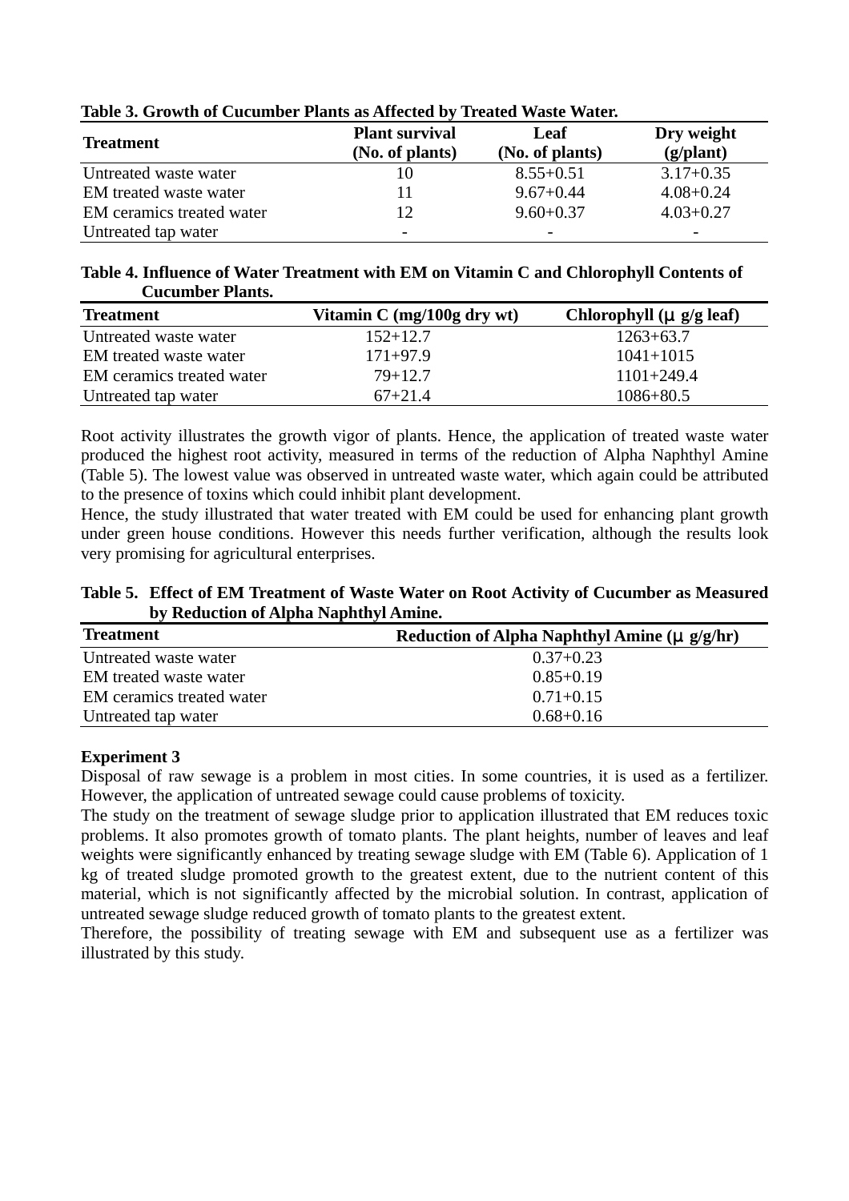**Table 3. Growth of Cucumber Plants as Affected by Treated Waste Water.**

| Treatment | Plant survival (No. of plants) | Leaf (No. of plants) | Dry weight (g/plant) |
|---|---|---|---|
| Untreated waste water | 10 | 8.55+0.51 | 3.17+0.35 |
| EM treated waste water | 11 | 9.67+0.44 | 4.08+0.24 |
| EM ceramics treated water | 12 | 9.60+0.37 | 4.03+0.27 |
| Untreated tap water | - | - | - |

**Table 4. Influence of Water Treatment with EM on Vitamin C and Chlorophyll Contents of Cucumber Plants.**

| Treatment | Vitamin C (mg/100g dry wt) | Chlorophyll (μ g/g leaf) |
|---|---|---|
| Untreated waste water | 152+12.7 | 1263+63.7 |
| EM treated waste water | 171+97.9 | 1041+1015 |
| EM ceramics treated water | 79+12.7 | 1101+249.4 |
| Untreated tap water | 67+21.4 | 1086+80.5 |

Root activity illustrates the growth vigor of plants. Hence, the application of treated waste water produced the highest root activity, measured in terms of the reduction of Alpha Naphthyl Amine (Table 5). The lowest value was observed in untreated waste water, which again could be attributed to the presence of toxins which could inhibit plant development.

Hence, the study illustrated that water treated with EM could be used for enhancing plant growth under green house conditions. However this needs further verification, although the results look very promising for agricultural enterprises.

**Table 5. Effect of EM Treatment of Waste Water on Root Activity of Cucumber as Measured by Reduction of Alpha Naphthyl Amine.**

| Treatment | Reduction of Alpha Naphthyl Amine (μ g/g/hr) |
|---|---|
| Untreated waste water | 0.37+0.23 |
| EM treated waste water | 0.85+0.19 |
| EM ceramics treated water | 0.71+0.15 |
| Untreated tap water | 0.68+0.16 |

**Experiment 3**

Disposal of raw sewage is a problem in most cities. In some countries, it is used as a fertilizer. However, the application of untreated sewage could cause problems of toxicity.

The study on the treatment of sewage sludge prior to application illustrated that EM reduces toxic problems. It also promotes growth of tomato plants. The plant heights, number of leaves and leaf weights were significantly enhanced by treating sewage sludge with EM (Table 6). Application of 1 kg of treated sludge promoted growth to the greatest extent, due to the nutrient content of this material, which is not significantly affected by the microbial solution. In contrast, application of untreated sewage sludge reduced growth of tomato plants to the greatest extent.

Therefore, the possibility of treating sewage with EM and subsequent use as a fertilizer was illustrated by this study.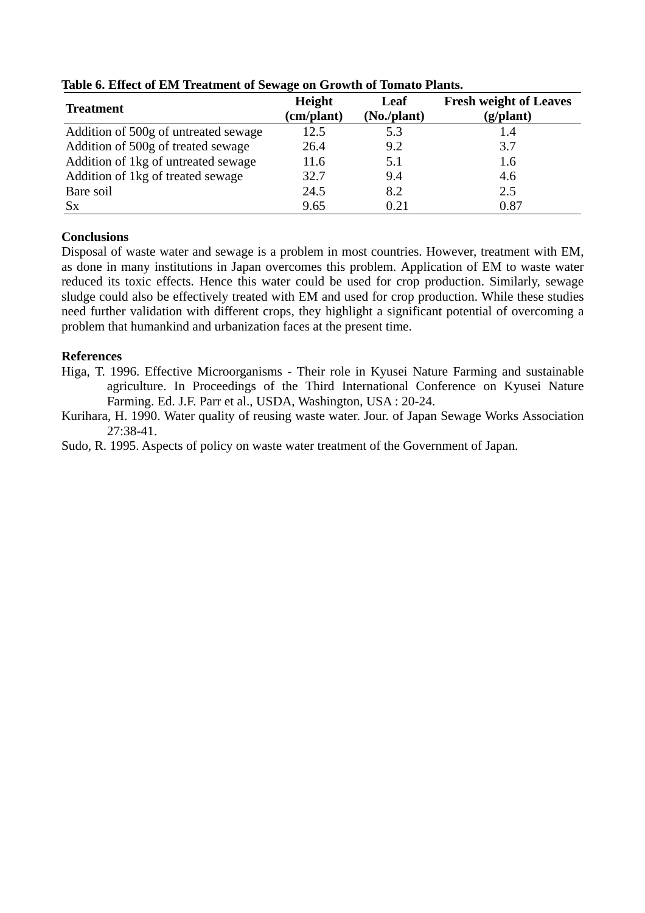**Table 6. Effect of EM Treatment of Sewage on Growth of Tomato Plants.**

| Treatment | Height (cm/plant) | Leaf (No./plant) | Fresh weight of Leaves (g/plant) |
|---|---|---|---|
| Addition of 500g of untreated sewage | 12.5 | 5.3 | 1.4 |
| Addition of 500g of treated sewage | 26.4 | 9.2 | 3.7 |
| Addition of 1kg of untreated sewage | 11.6 | 5.1 | 1.6 |
| Addition of 1kg of treated sewage | 32.7 | 9.4 | 4.6 |
| Bare soil | 24.5 | 8.2 | 2.5 |
| Sx | 9.65 | 0.21 | 0.87 |

## Conclusions

Disposal of waste water and sewage is a problem in most countries. However, treatment with EM, as done in many institutions in Japan overcomes this problem. Application of EM to waste water reduced its toxic effects. Hence this water could be used for crop production. Similarly, sewage sludge could also be effectively treated with EM and used for crop production. While these studies need further validation with different crops, they highlight a significant potential of overcoming a problem that humankind and urbanization faces at the present time.

## References

Higa, T. 1996. Effective Microorganisms - Their role in Kyusei Nature Farming and sustainable agriculture. In Proceedings of the Third International Conference on Kyusei Nature Farming. Ed. J.F. Parr et al., USDA, Washington, USA : 20-24.

Kurihara, H. 1990. Water quality of reusing waste water. Jour. of Japan Sewage Works Association 27:38-41.

Sudo, R. 1995. Aspects of policy on waste water treatment of the Government of Japan.